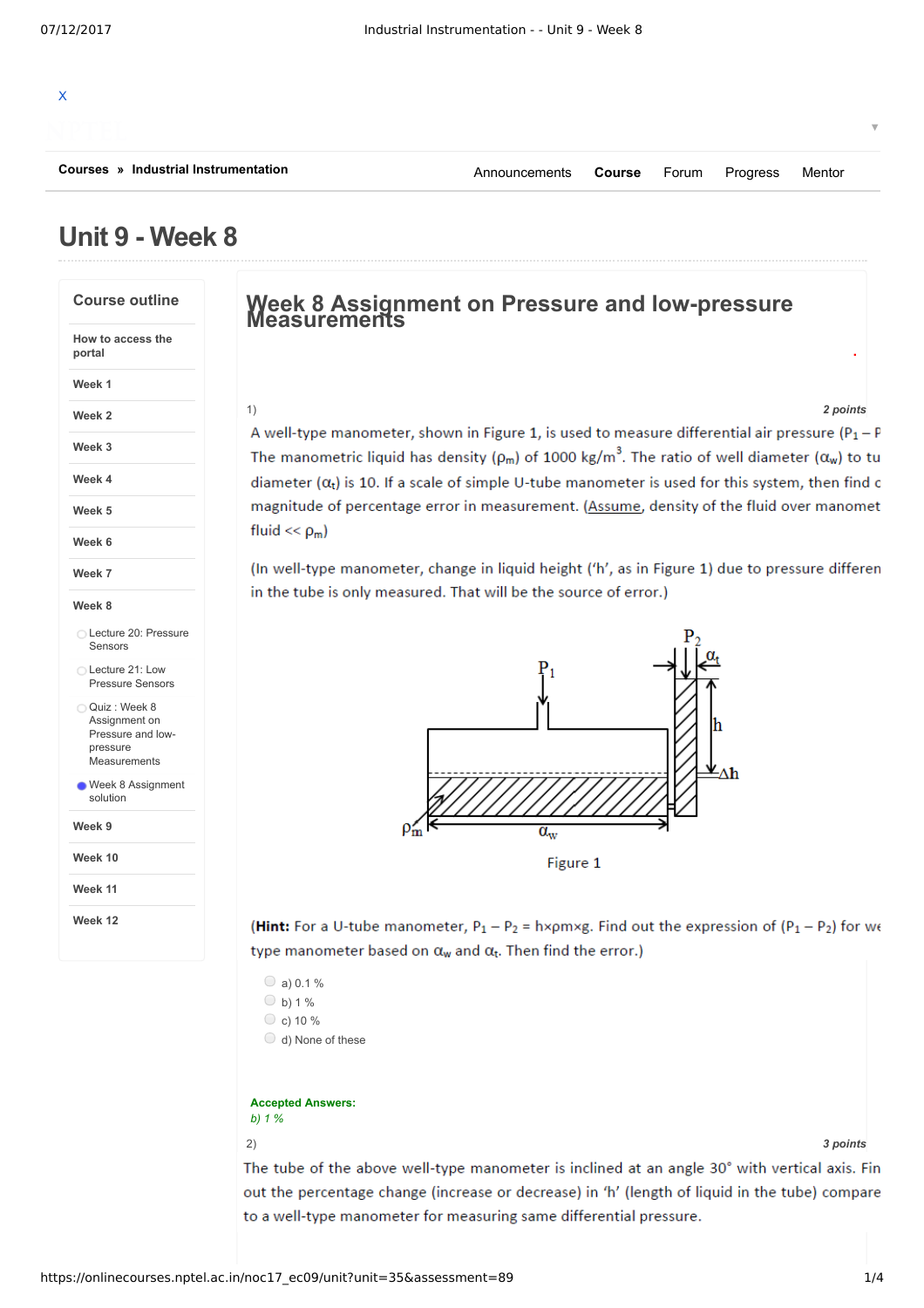X

Courses » Industrial Instrumentation

Announcements | Course | Forum | Progress | Mentor

# Unit 9 - Week 8

**Course outline**

- How to access the portal
- Week 1
- Week 2
- Week 3
- Week 4
- Week 5
- Week 6
- Week 7
- Week 8
  - Lecture 20: Pressure Sensors
  - Lecture 21: Low Pressure Sensors
  - Quiz : Week 8 Assignment on Pressure and low-pressure Measurements
  - Week 8 Assignment solution
- Week 9
- Week 10
- Week 11
- Week 12

## Week 8 Assignment on Pressure and low-pressure Measurements

1) **2 points**

A well-type manometer, shown in Figure 1, is used to measure differential air pressure ($P_1 - P$ The manometric liquid has density ($\rho_m$) of 1000 kg/m$^3$. The ratio of well diameter ($\alpha_w$) to tu diameter ($\alpha_t$) is 10. If a scale of simple U-tube manometer is used for this system, then find c magnitude of percentage error in measurement. (Assume, density of the fluid over manomet fluid << $\rho_m$)

(In well-type manometer, change in liquid height ('h', as in Figure 1) due to pressure differen in the tube is only measured. That will be the source of error.)

Figure 1

(**Hint:** For a U-tube manometer, $P_1 - P_2 = h \times \rho m \times g$. Find out the expression of ($P_1 - P_2$) for we type manometer based on $\alpha_w$ and $\alpha_t$. Then find the error.)

- a) 0.1 %
- b) 1 %
- c) 10 %
- d) None of these

**Accepted Answers:**
*b) 1 %*

2) **3 points**

The tube of the above well-type manometer is inclined at an angle 30° with vertical axis. Fin out the percentage change (increase or decrease) in 'h' (length of liquid in the tube) compare to a well-type manometer for measuring same differential pressure.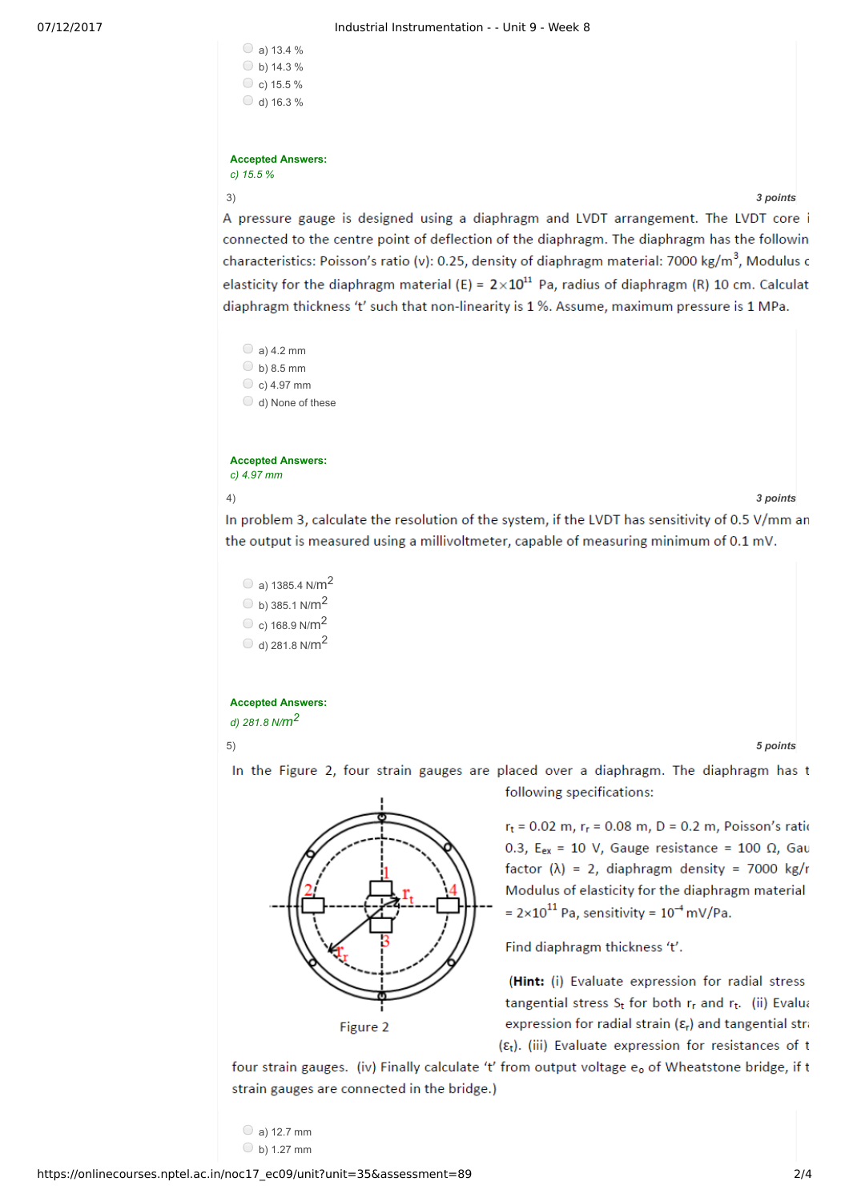- a) 13.4 %
- b) 14.3 %
- c) 15.5 %
- d) 16.3 %

**Accepted Answers:**
*c) 15.5 %*

3) **3 points**

A pressure gauge is designed using a diaphragm and LVDT arrangement. The LVDT core i connected to the centre point of deflection of the diaphragm. The diaphragm has the followin characteristics: Poisson's ratio (ν): 0.25, density of diaphragm material: 7000 kg/m$^3$, Modulus c elasticity for the diaphragm material (E) = $2\times10^{11}$ Pa, radius of diaphragm (R) 10 cm. Calculat diaphragm thickness 't' such that non-linearity is 1 %. Assume, maximum pressure is 1 MPa.

- a) 4.2 mm
- b) 8.5 mm
- c) 4.97 mm
- d) None of these

**Accepted Answers:**
*c) 4.97 mm*

4) **3 points**

In problem 3, calculate the resolution of the system, if the LVDT has sensitivity of 0.5 V/mm an the output is measured using a millivoltmeter, capable of measuring minimum of 0.1 mV.

- a) 1385.4 N/m$^2$
- b) 385.1 N/m$^2$
- c) 168.9 N/m$^2$
- d) 281.8 N/m$^2$

**Accepted Answers:**
*d) 281.8 N/m$^2$*

5) **5 points**

In the Figure 2, four strain gauges are placed over a diaphragm. The diaphragm has t following specifications:

$r_t$ = 0.02 m, $r_r$ = 0.08 m, D = 0.2 m, Poisson's ratic 0.3, $E_{ex}$ = 10 V, Gauge resistance = 100 Ω, Gau factor (λ) = 2, diaphragm density = 7000 kg/r Modulus of elasticity for the diaphragm material = $2\times10^{11}$ Pa, sensitivity = $10^{-4}$ mV/Pa.

Find diaphragm thickness 't'.

Figure 2

(**Hint:** (i) Evaluate expression for radial stress tangential stress $S_t$ for both $r_r$ and $r_t$. (ii) Evalua expression for radial strain ($\varepsilon_r$) and tangential stra ($\varepsilon_t$). (iii) Evaluate expression for resistances of t four strain gauges. (iv) Finally calculate 't' from output voltage $e_o$ of Wheatstone bridge, if t strain gauges are connected in the bridge.)

- a) 12.7 mm
- b) 1.27 mm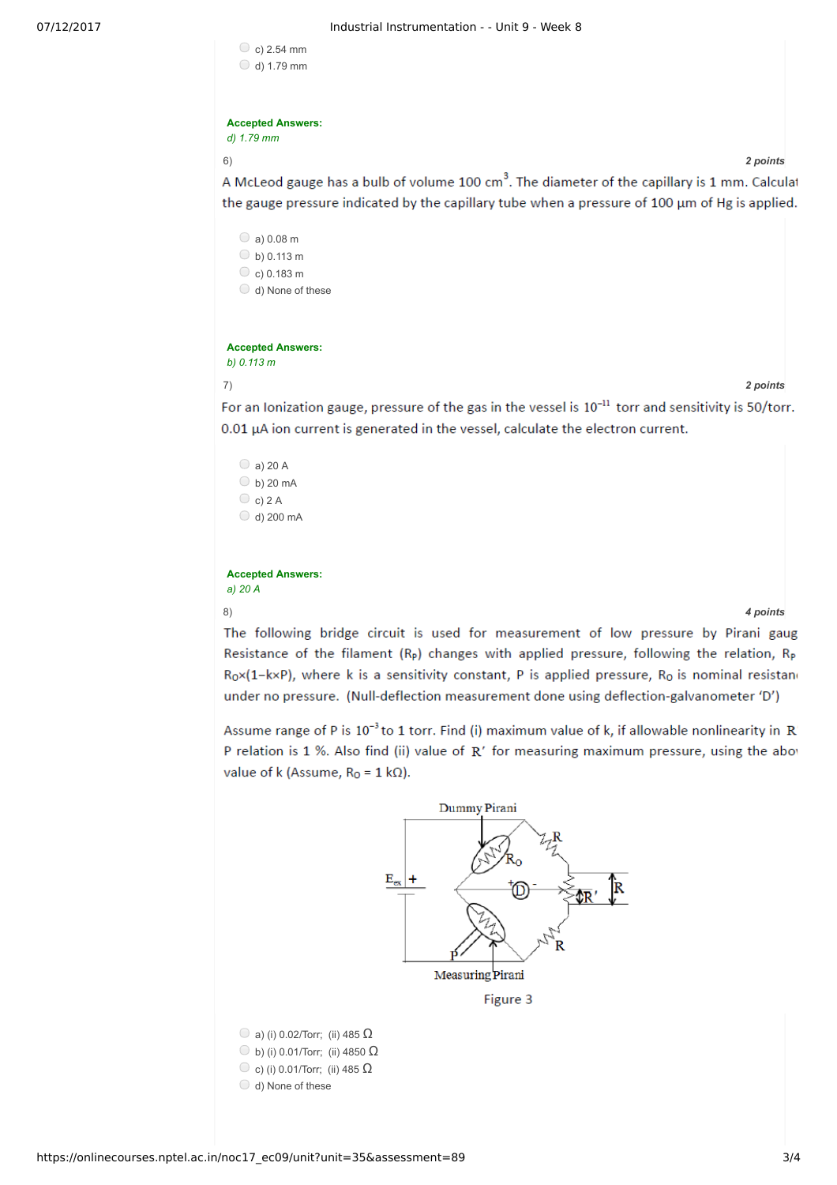- c) 2.54 mm
- d) 1.79 mm

**Accepted Answers:**
*d) 1.79 mm*

6) **2 points**

A McLeod gauge has a bulb of volume 100 $cm^3$. The diameter of the capillary is 1 mm. Calculat the gauge pressure indicated by the capillary tube when a pressure of 100 μm of Hg is applied.

- a) 0.08 m
- b) 0.113 m
- c) 0.183 m
- d) None of these

**Accepted Answers:**
*b) 0.113 m*

7) **2 points**

For an Ionization gauge, pressure of the gas in the vessel is $10^{-11}$ torr and sensitivity is 50/torr. 0.01 μA ion current is generated in the vessel, calculate the electron current.

- a) 20 A
- b) 20 mA
- c) 2 A
- d) 200 mA

**Accepted Answers:**
*a) 20 A*

8) **4 points**

The following bridge circuit is used for measurement of low pressure by Pirani gaug Resistance of the filament ($R_P$) changes with applied pressure, following the relation, $R_P$ $R_O$×(1−k×P), where k is a sensitivity constant, P is applied pressure, $R_O$ is nominal resistan under no pressure. (Null-deflection measurement done using deflection-galvanometer 'D')

Assume range of P is $10^{-3}$ to 1 torr. Find (i) maximum value of k, if allowable nonlinearity in R P relation is 1 %. Also find (ii) value of R′ for measuring maximum pressure, using the abo value of k (Assume, $R_O$ = 1 kΩ).

Figure 3

- a) (i) 0.02/Torr; (ii) 485 Ω
- b) (i) 0.01/Torr; (ii) 4850 Ω
- c) (i) 0.01/Torr; (ii) 485 Ω
- d) None of these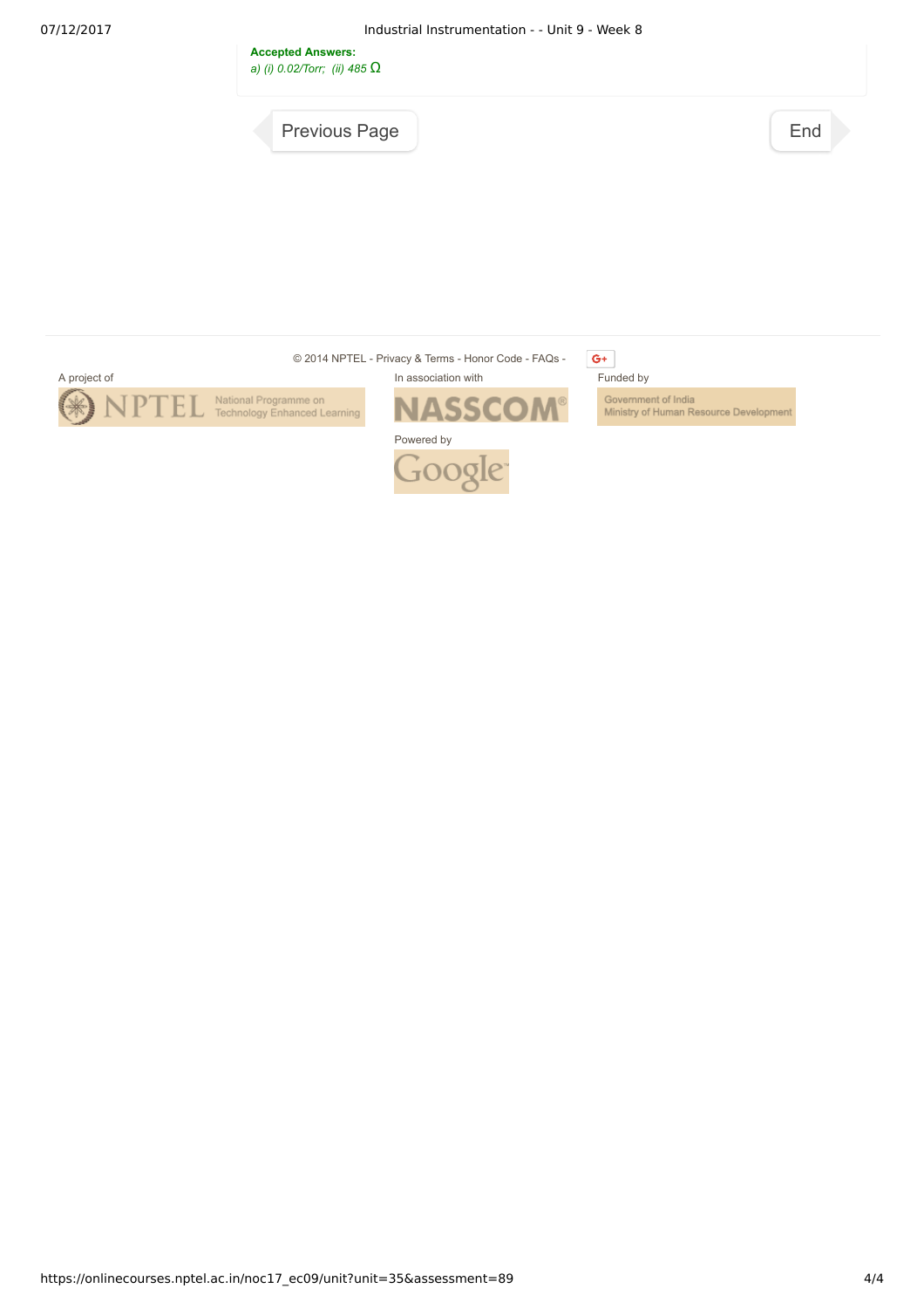**Accepted Answers:**
*a) (i) 0.02/Torr; (ii) 485* $\Omega$

Previous Page

End

© 2014 NPTEL - Privacy & Terms - Honor Code - FAQs -

A project of

NPTEL National Programme on Technology Enhanced Learning

In association with

NASSCOM

Funded by

Government of India Ministry of Human Resource Development

Powered by

Google